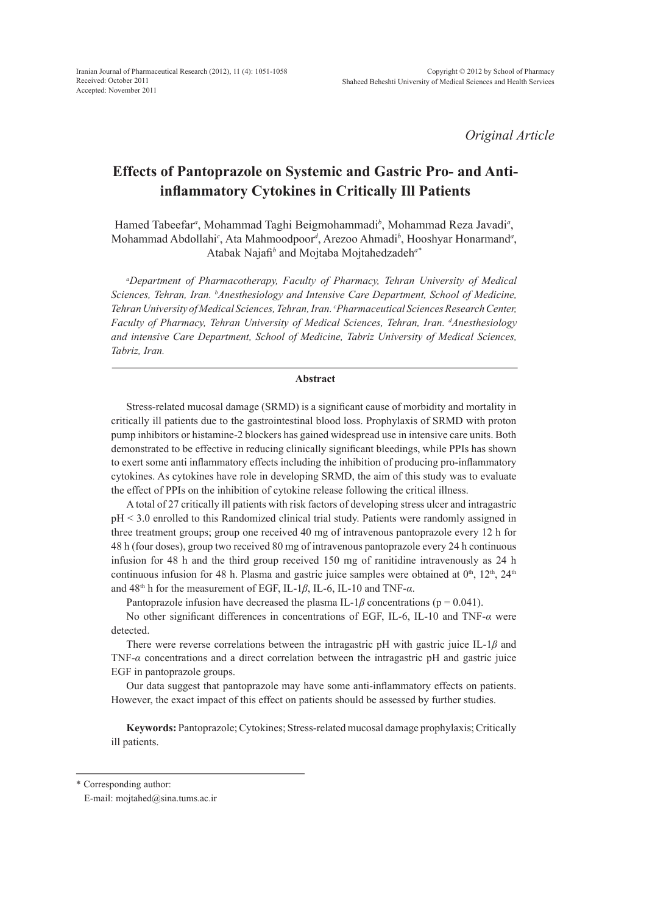Received: October 2011
Accepted: November 2011

*Original Article*

# Effects of Pantoprazole on Systemic and Gastric Pro- and Anti-inflammatory Cytokines in Critically Ill Patients

Hamed Tabeefar[a], Mohammad Taghi Beigmohammadi[b], Mohammad Reza Javadi[a], Mohammad Abdollahi[c], Ata Mahmoodpoor[d], Arezoo Ahmadi[b], Hooshyar Honarmand[a], Atabak Najafi[b] and Mojtaba Mojtahedzadeh[a*]

*[a]Department of Pharmacotherapy, Faculty of Pharmacy, Tehran University of Medical Sciences, Tehran, Iran. [b]Anesthesiology and Intensive Care Department, School of Medicine, Tehran University of Medical Sciences, Tehran, Iran. [c]Pharmaceutical Sciences Research Center, Faculty of Pharmacy, Tehran University of Medical Sciences, Tehran, Iran. [d]Anesthesiology and intensive Care Department, School of Medicine, Tabriz University of Medical Sciences, Tabriz, Iran.*

## Abstract

Stress-related mucosal damage (SRMD) is a significant cause of morbidity and mortality in critically ill patients due to the gastrointestinal blood loss. Prophylaxis of SRMD with proton pump inhibitors or histamine-2 blockers has gained widespread use in intensive care units. Both demonstrated to be effective in reducing clinically significant bleedings, while PPIs has shown to exert some anti inflammatory effects including the inhibition of producing pro-inflammatory cytokines. As cytokines have role in developing SRMD, the aim of this study was to evaluate the effect of PPIs on the inhibition of cytokine release following the critical illness.

A total of 27 critically ill patients with risk factors of developing stress ulcer and intragastric pH < 3.0 enrolled to this Randomized clinical trial study. Patients were randomly assigned in three treatment groups; group one received 40 mg of intravenous pantoprazole every 12 h for 48 h (four doses), group two received 80 mg of intravenous pantoprazole every 24 h continuous infusion for 48 h and the third group received 150 mg of ranitidine intravenously as 24 h continuous infusion for 48 h. Plasma and gastric juice samples were obtained at 0[th], 12[th], 24[th] and 48[th] h for the measurement of EGF, IL-1$\beta$, IL-6, IL-10 and TNF-$\alpha$.

Pantoprazole infusion have decreased the plasma IL-1$\beta$ concentrations ($p = 0.041$).

No other significant differences in concentrations of EGF, IL-6, IL-10 and TNF-$\alpha$ were detected.

There were reverse correlations between the intragastric pH with gastric juice IL-1$\beta$ and TNF-$\alpha$ concentrations and a direct correlation between the intragastric pH and gastric juice EGF in pantoprazole groups.

Our data suggest that pantoprazole may have some anti-inflammatory effects on patients. However, the exact impact of this effect on patients should be assessed by further studies.

**Keywords:** Pantoprazole; Cytokines; Stress-related mucosal damage prophylaxis; Critically ill patients.

---

\* Corresponding author:
E-mail: mojtahed@sina.tums.ac.ir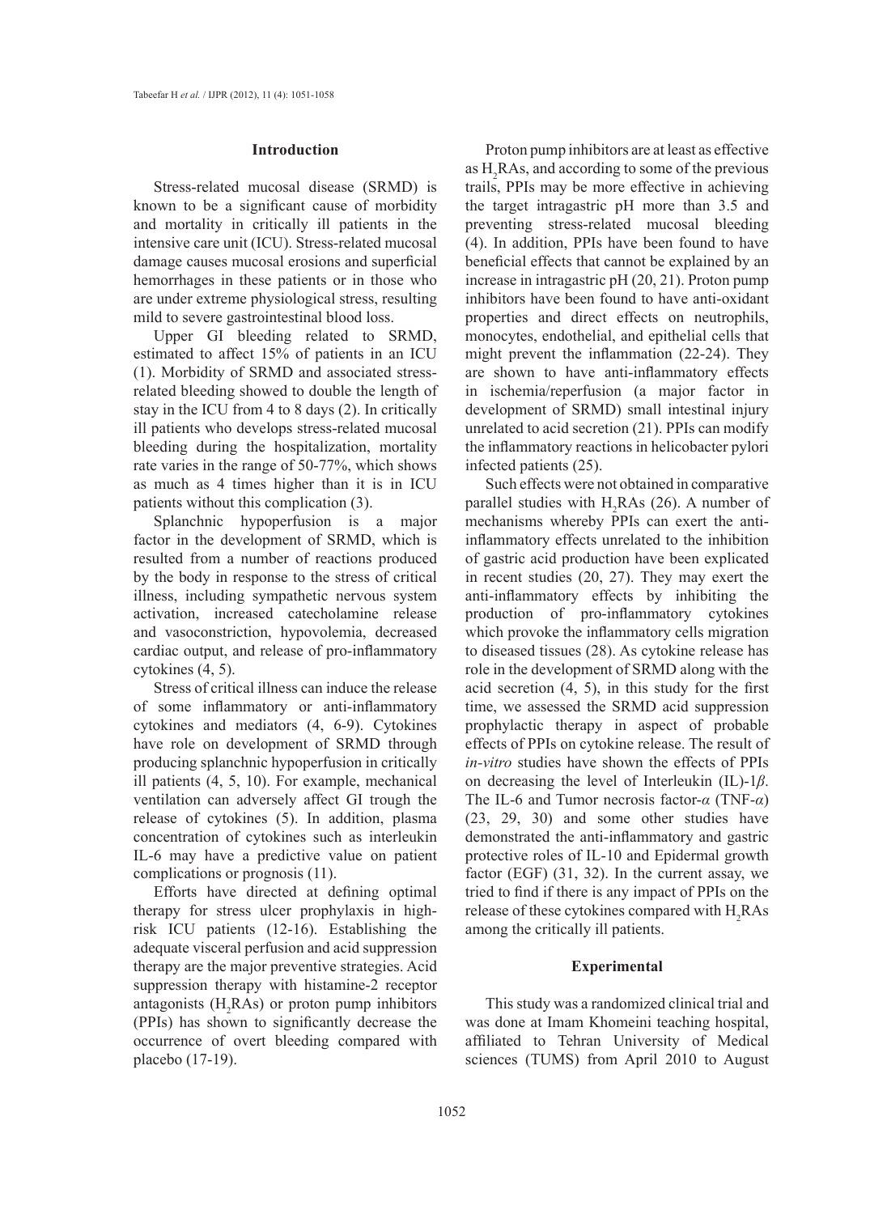## Introduction

Stress-related mucosal disease (SRMD) is known to be a significant cause of morbidity and mortality in critically ill patients in the intensive care unit (ICU). Stress-related mucosal damage causes mucosal erosions and superficial hemorrhages in these patients or in those who are under extreme physiological stress, resulting mild to severe gastrointestinal blood loss.

Upper GI bleeding related to SRMD, estimated to affect 15% of patients in an ICU (1). Morbidity of SRMD and associated stress-related bleeding showed to double the length of stay in the ICU from 4 to 8 days (2). In critically ill patients who develops stress-related mucosal bleeding during the hospitalization, mortality rate varies in the range of 50-77%, which shows as much as 4 times higher than it is in ICU patients without this complication (3).

Splanchnic hypoperfusion is a major factor in the development of SRMD, which is resulted from a number of reactions produced by the body in response to the stress of critical illness, including sympathetic nervous system activation, increased catecholamine release and vasoconstriction, hypovolemia, decreased cardiac output, and release of pro-inflammatory cytokines (4, 5).

Stress of critical illness can induce the release of some inflammatory or anti-inflammatory cytokines and mediators (4, 6-9). Cytokines have role on development of SRMD through producing splanchnic hypoperfusion in critically ill patients (4, 5, 10). For example, mechanical ventilation can adversely affect GI trough the release of cytokines (5). In addition, plasma concentration of cytokines such as interleukin IL-6 may have a predictive value on patient complications or prognosis (11).

Efforts have directed at defining optimal therapy for stress ulcer prophylaxis in high-risk ICU patients (12-16). Establishing the adequate visceral perfusion and acid suppression therapy are the major preventive strategies. Acid suppression therapy with histamine-2 receptor antagonists ($H_2$RAs) or proton pump inhibitors (PPIs) has shown to significantly decrease the occurrence of overt bleeding compared with placebo (17-19).

Proton pump inhibitors are at least as effective as $H_2$RAs, and according to some of the previous trails, PPIs may be more effective in achieving the target intragastric pH more than 3.5 and preventing stress-related mucosal bleeding (4). In addition, PPIs have been found to have beneficial effects that cannot be explained by an increase in intragastric pH (20, 21). Proton pump inhibitors have been found to have anti-oxidant properties and direct effects on neutrophils, monocytes, endothelial, and epithelial cells that might prevent the inflammation (22-24). They are shown to have anti-inflammatory effects in ischemia/reperfusion (a major factor in development of SRMD) small intestinal injury unrelated to acid secretion (21). PPIs can modify the inflammatory reactions in helicobacter pylori infected patients (25).

Such effects were not obtained in comparative parallel studies with $H_2$RAs (26). A number of mechanisms whereby PPIs can exert the anti-inflammatory effects unrelated to the inhibition of gastric acid production have been explicated in recent studies (20, 27). They may exert the anti-inflammatory effects by inhibiting the production of pro-inflammatory cytokines which provoke the inflammatory cells migration to diseased tissues (28). As cytokine release has role in the development of SRMD along with the acid secretion (4, 5), in this study for the first time, we assessed the SRMD acid suppression prophylactic therapy in aspect of probable effects of PPIs on cytokine release. The result of *in-vitro* studies have shown the effects of PPIs on decreasing the level of Interleukin (IL)-1*β*. The IL-6 and Tumor necrosis factor-*α* (TNF-*α*) (23, 29, 30) and some other studies have demonstrated the anti-inflammatory and gastric protective roles of IL-10 and Epidermal growth factor (EGF) (31, 32). In the current assay, we tried to find if there is any impact of PPIs on the release of these cytokines compared with $H_2$RAs among the critically ill patients.

## Experimental

This study was a randomized clinical trial and was done at Imam Khomeini teaching hospital, affiliated to Tehran University of Medical sciences (TUMS) from April 2010 to August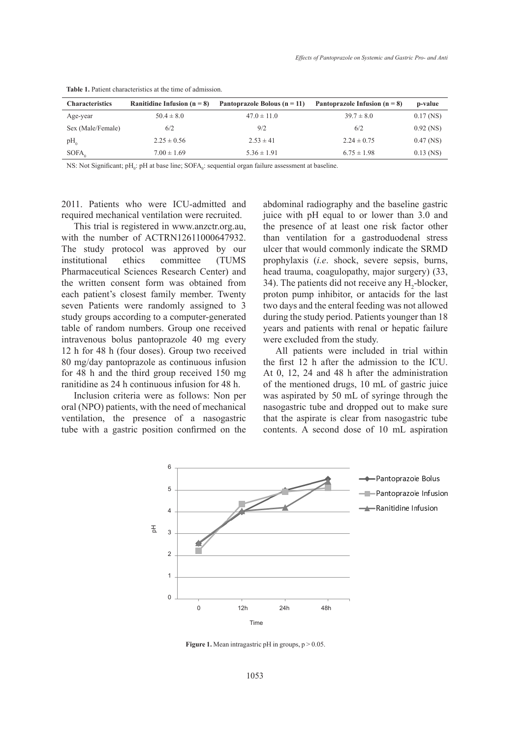**Table 1.** Patient characteristics at the time of admission.

| Characteristics | Ranitidine Infusion (n = 8) | Pantoprazole Bolous (n = 11) | Pantoprazole Infusion (n = 8) | p-value |
|---|---|---|---|---|
| Age-year | 50.4 ± 8.0 | 47.0 ± 11.0 | 39.7 ± 8.0 | 0.17 (NS) |
| Sex (Male/Female) | 6/2 | 9/2 | 6/2 | 0.92 (NS) |
| $pH_0$ | 2.25 ± 0.56 | 2.53 ± 41 | 2.24 ± 0.75 | 0.47 (NS) |
| $SOFA_0$ | 7.00 ± 1.69 | 5.36 ± 1.91 | 6.75 ± 1.98 | 0.13 (NS) |

NS: Not Significant; $pH_0$: pH at base line; $SOFA_0$: sequential organ failure assessment at baseline.

2011. Patients who were ICU-admitted and required mechanical ventilation were recruited.

This trial is registered in www.anzctr.org.au, with the number of ACTRN12611000647932. The study protocol was approved by our institutional ethics committee (TUMS Pharmaceutical Sciences Research Center) and the written consent form was obtained from each patient's closest family member. Twenty seven Patients were randomly assigned to 3 study groups according to a computer-generated table of random numbers. Group one received intravenous bolus pantoprazole 40 mg every 12 h for 48 h (four doses). Group two received 80 mg/day pantoprazole as continuous infusion for 48 h and the third group received 150 mg ranitidine as 24 h continuous infusion for 48 h.

Inclusion criteria were as follows: Non per oral (NPO) patients, with the need of mechanical ventilation, the presence of a nasogastric tube with a gastric position confirmed on the abdominal radiography and the baseline gastric juice with pH equal to or lower than 3.0 and the presence of at least one risk factor other than ventilation for a gastroduodenal stress ulcer that would commonly indicate the SRMD prophylaxis (*i.e*. shock, severe sepsis, burns, head trauma, coagulopathy, major surgery) (33, 34). The patients did not receive any $H_2$-blocker, proton pump inhibitor, or antacids for the last two days and the enteral feeding was not allowed during the study period. Patients younger than 18 years and patients with renal or hepatic failure were excluded from the study.

All patients were included in trial within the first 12 h after the admission to the ICU. At 0, 12, 24 and 48 h after the administration of the mentioned drugs, 10 mL of gastric juice was aspirated by 50 mL of syringe through the nasogastric tube and dropped out to make sure that the aspirate is clear from nasogastric tube contents. A second dose of 10 mL aspiration

**Figure 1.** Mean intragastric pH in groups, p > 0.05.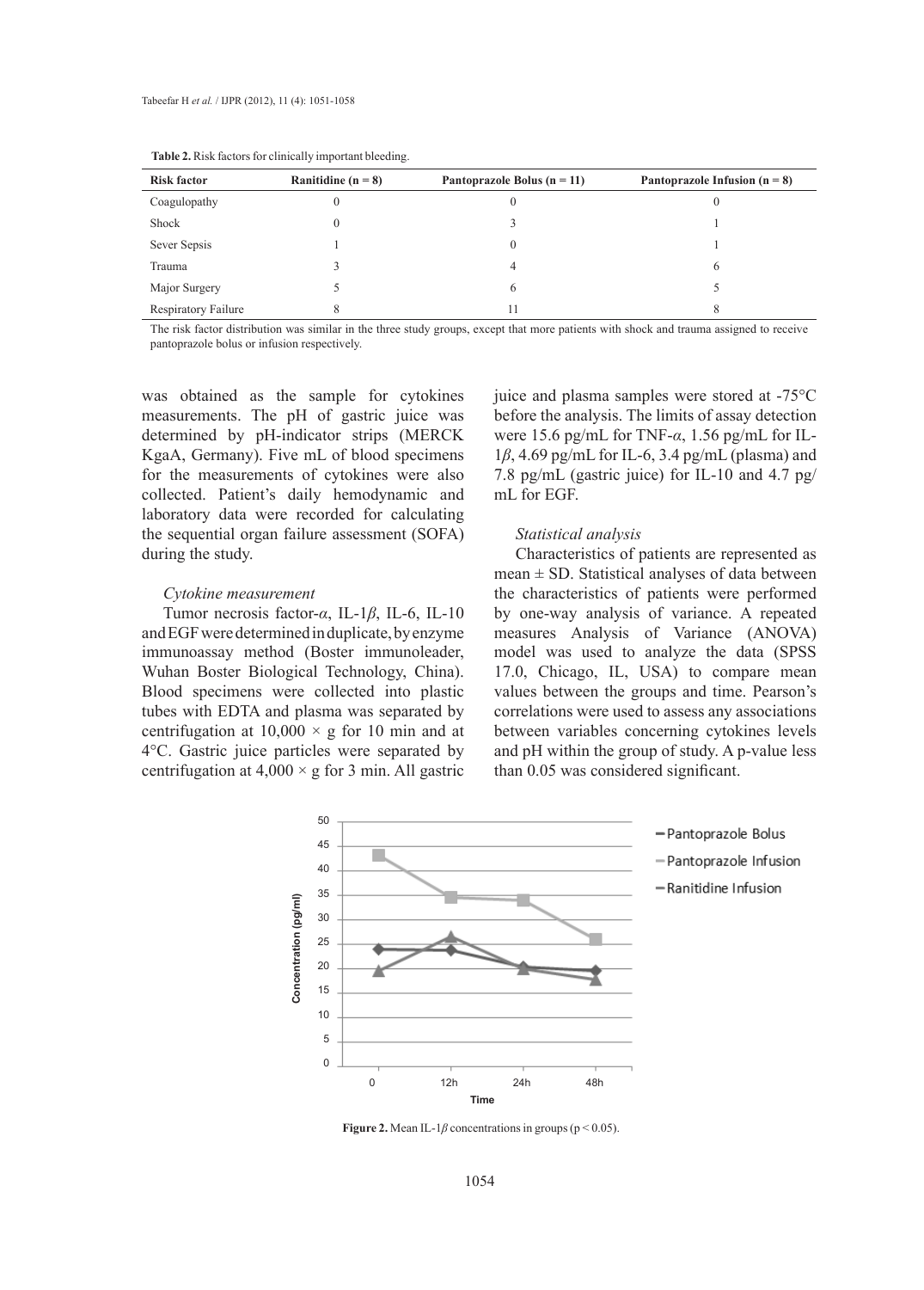**Table 2.** Risk factors for clinically important bleeding.

| Risk factor | Ranitidine (n = 8) | Pantoprazole Bolus (n = 11) | Pantoprazole Infusion (n = 8) |
|---|---|---|---|
| Coagulopathy | 0 | 0 | 0 |
| Shock | 0 | 3 | 1 |
| Sever Sepsis | 1 | 0 | 1 |
| Trauma | 3 | 4 | 6 |
| Major Surgery | 5 | 6 | 5 |
| Respiratory Failure | 8 | 11 | 8 |

The risk factor distribution was similar in the three study groups, except that more patients with shock and trauma assigned to receive pantoprazole bolus or infusion respectively.

was obtained as the sample for cytokines measurements. The pH of gastric juice was determined by pH-indicator strips (MERCK KgaA, Germany). Five mL of blood specimens for the measurements of cytokines were also collected. Patient's daily hemodynamic and laboratory data were recorded for calculating the sequential organ failure assessment (SOFA) during the study.

### *Cytokine measurement*

Tumor necrosis factor-$\alpha$, IL-1$\beta$, IL-6, IL-10 and EGF were determined in duplicate, by enzyme immunoassay method (Boster immunoleader, Wuhan Boster Biological Technology, China). Blood specimens were collected into plastic tubes with EDTA and plasma was separated by centrifugation at $10,000 \times g$ for 10 min and at 4°C. Gastric juice particles were separated by centrifugation at $4,000 \times g$ for 3 min. All gastric juice and plasma samples were stored at -75°C before the analysis. The limits of assay detection were 15.6 pg/mL for TNF-$\alpha$, 1.56 pg/mL for IL-1$\beta$, 4.69 pg/mL for IL-6, 3.4 pg/mL (plasma) and 7.8 pg/mL (gastric juice) for IL-10 and 4.7 pg/mL for EGF.

### *Statistical analysis*

Characteristics of patients are represented as mean ± SD. Statistical analyses of data between the characteristics of patients were performed by one-way analysis of variance. A repeated measures Analysis of Variance (ANOVA) model was used to analyze the data (SPSS 17.0, Chicago, IL, USA) to compare mean values between the groups and time. Pearson's correlations were used to assess any associations between variables concerning cytokines levels and pH within the group of study. A p-value less than 0.05 was considered significant.

**Figure 2.** Mean IL-1$\beta$ concentrations in groups ($p < 0.05$).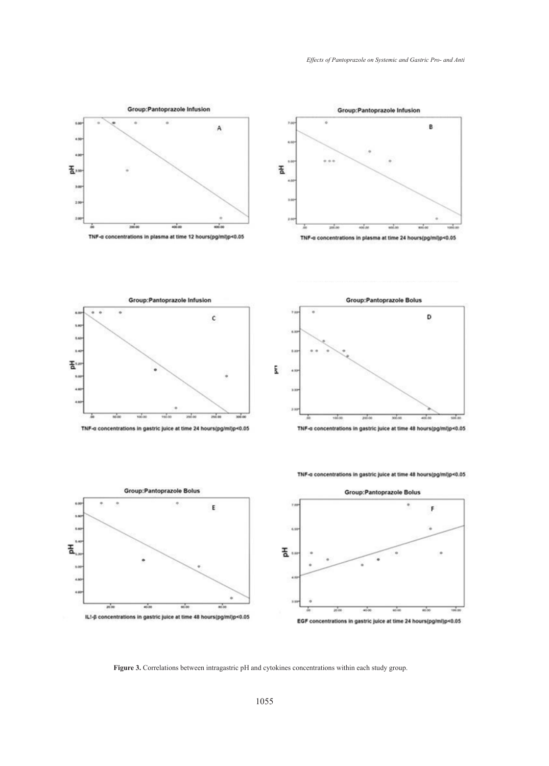Figure 3. Correlations between intragastric pH and cytokines concentrations within each study group.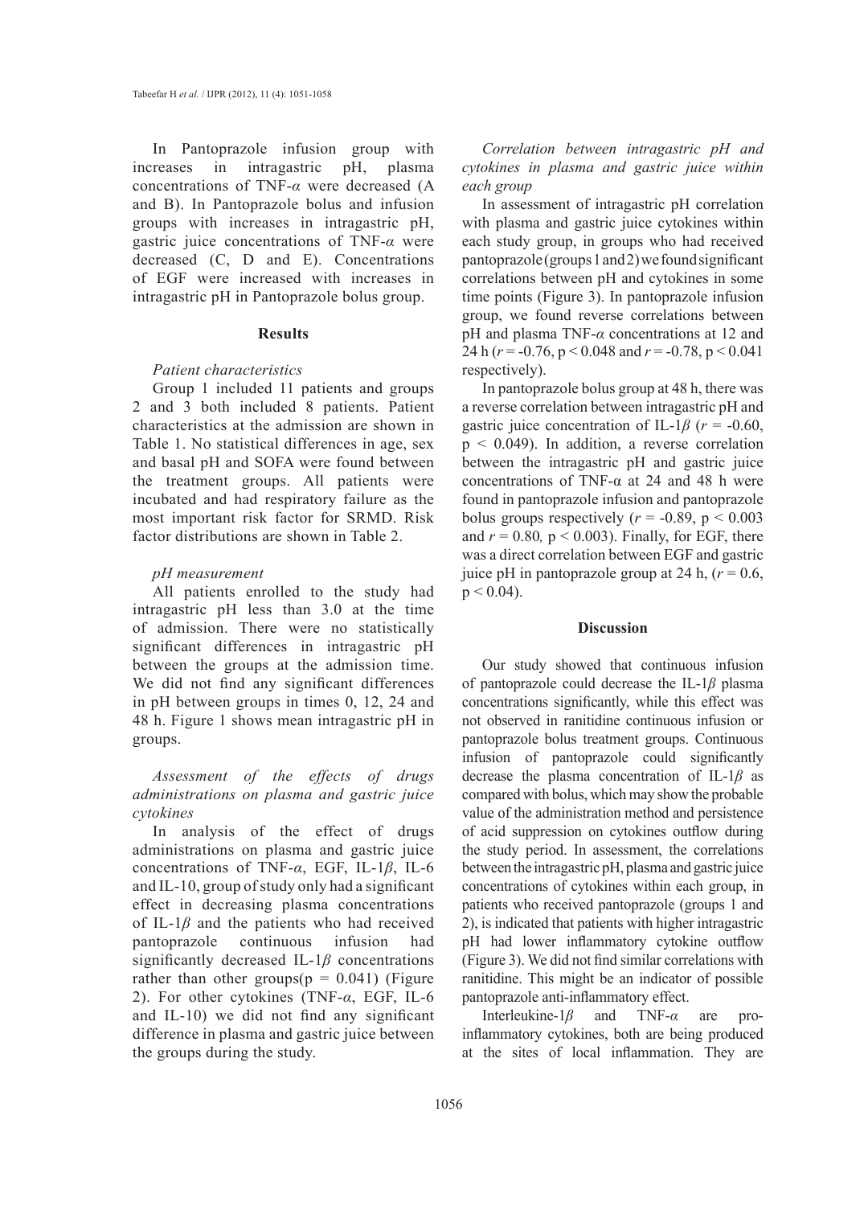In Pantoprazole infusion group with increases in intragastric pH, plasma concentrations of TNF-*α* were decreased (A and B). In Pantoprazole bolus and infusion groups with increases in intragastric pH, gastric juice concentrations of TNF-*α* were decreased (C, D and E). Concentrations of EGF were increased with increases in intragastric pH in Pantoprazole bolus group.

## Results

*Patient characteristics*

Group 1 included 11 patients and groups 2 and 3 both included 8 patients. Patient characteristics at the admission are shown in Table 1. No statistical differences in age, sex and basal pH and SOFA were found between the treatment groups. All patients were incubated and had respiratory failure as the most important risk factor for SRMD. Risk factor distributions are shown in Table 2.

*pH measurement*

All patients enrolled to the study had intragastric pH less than 3.0 at the time of admission. There were no statistically significant differences in intragastric pH between the groups at the admission time. We did not find any significant differences in pH between groups in times 0, 12, 24 and 48 h. Figure 1 shows mean intragastric pH in groups.

*Assessment of the effects of drugs administrations on plasma and gastric juice cytokines*

In analysis of the effect of drugs administrations on plasma and gastric juice concentrations of TNF-*α*, EGF, IL-1*β*, IL-6 and IL-10, group of study only had a significant effect in decreasing plasma concentrations of IL-1*β* and the patients who had received pantoprazole continuous infusion had significantly decreased IL-1*β* concentrations rather than other groups($p = 0.041$) (Figure 2). For other cytokines (TNF-*α*, EGF, IL-6 and IL-10) we did not find any significant difference in plasma and gastric juice between the groups during the study.

*Correlation between intragastric pH and cytokines in plasma and gastric juice within each group*

In assessment of intragastric pH correlation with plasma and gastric juice cytokines within each study group, in groups who had received pantoprazole (groups 1 and 2) we found significant correlations between pH and cytokines in some time points (Figure 3). In pantoprazole infusion group, we found reverse correlations between pH and plasma TNF-*α* concentrations at 12 and 24 h ($r = -0.76$, $p < 0.048$ and $r = -0.78$, $p < 0.041$ respectively).

In pantoprazole bolus group at 48 h, there was a reverse correlation between intragastric pH and gastric juice concentration of IL-1*β* ($r = -0.60$, $p < 0.049$). In addition, a reverse correlation between the intragastric pH and gastric juice concentrations of TNF-α at 24 and 48 h were found in pantoprazole infusion and pantoprazole bolus groups respectively ($r = -0.89$, $p < 0.003$ and $r = 0.80$, $p < 0.003$). Finally, for EGF, there was a direct correlation between EGF and gastric juice pH in pantoprazole group at 24 h, ($r = 0.6$, $p < 0.04$).

## Discussion

Our study showed that continuous infusion of pantoprazole could decrease the IL-1*β* plasma concentrations significantly, while this effect was not observed in ranitidine continuous infusion or pantoprazole bolus treatment groups. Continuous infusion of pantoprazole could significantly decrease the plasma concentration of IL-1*β* as compared with bolus, which may show the probable value of the administration method and persistence of acid suppression on cytokines outflow during the study period. In assessment, the correlations between the intragastric pH, plasma and gastric juice concentrations of cytokines within each group, in patients who received pantoprazole (groups 1 and 2), is indicated that patients with higher intragastric pH had lower inflammatory cytokine outflow (Figure 3). We did not find similar correlations with ranitidine. This might be an indicator of possible pantoprazole anti-inflammatory effect.

Interleukine-1*β* and TNF-*α* are pro-inflammatory cytokines, both are being produced at the sites of local inflammation. They are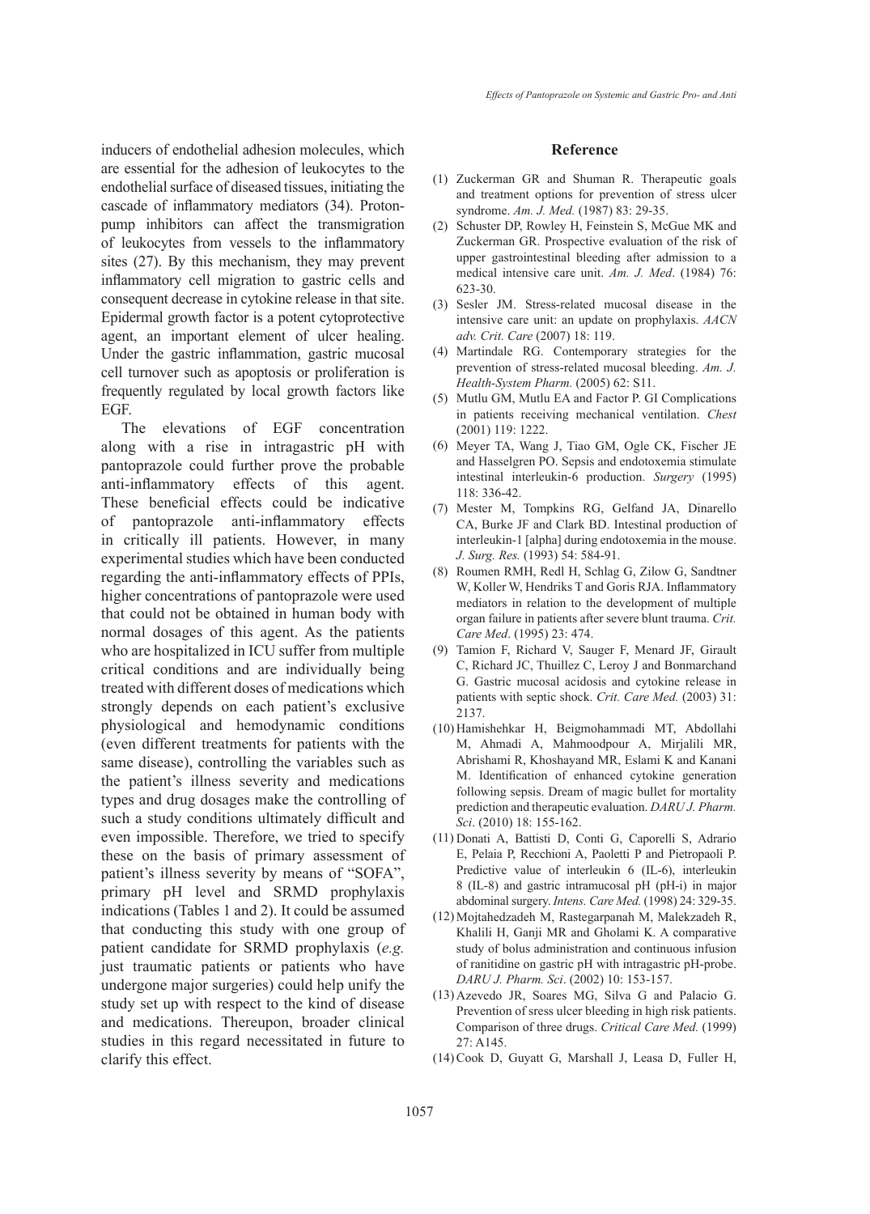inducers of endothelial adhesion molecules, which are essential for the adhesion of leukocytes to the endothelial surface of diseased tissues, initiating the cascade of inflammatory mediators (34). Proton-pump inhibitors can affect the transmigration of leukocytes from vessels to the inflammatory sites (27). By this mechanism, they may prevent inflammatory cell migration to gastric cells and consequent decrease in cytokine release in that site. Epidermal growth factor is a potent cytoprotective agent, an important element of ulcer healing. Under the gastric inflammation, gastric mucosal cell turnover such as apoptosis or proliferation is frequently regulated by local growth factors like EGF.

The elevations of EGF concentration along with a rise in intragastric pH with pantoprazole could further prove the probable anti-inflammatory effects of this agent. These beneficial effects could be indicative of pantoprazole anti-inflammatory effects in critically ill patients. However, in many experimental studies which have been conducted regarding the anti-inflammatory effects of PPIs, higher concentrations of pantoprazole were used that could not be obtained in human body with normal dosages of this agent. As the patients who are hospitalized in ICU suffer from multiple critical conditions and are individually being treated with different doses of medications which strongly depends on each patient's exclusive physiological and hemodynamic conditions (even different treatments for patients with the same disease), controlling the variables such as the patient's illness severity and medications types and drug dosages make the controlling of such a study conditions ultimately difficult and even impossible. Therefore, we tried to specify these on the basis of primary assessment of patient's illness severity by means of "SOFA", primary pH level and SRMD prophylaxis indications (Tables 1 and 2). It could be assumed that conducting this study with one group of patient candidate for SRMD prophylaxis (*e.g.* just traumatic patients or patients who have undergone major surgeries) could help unify the study set up with respect to the kind of disease and medications. Thereupon, broader clinical studies in this regard necessitated in future to clarify this effect.

## Reference

(1) Zuckerman GR and Shuman R. Therapeutic goals and treatment options for prevention of stress ulcer syndrome. *Am. J. Med.* (1987) 83: 29-35.

(2) Schuster DP, Rowley H, Feinstein S, McGue MK and Zuckerman GR. Prospective evaluation of the risk of upper gastrointestinal bleeding after admission to a medical intensive care unit. *Am. J. Med*. (1984) 76: 623-30.

(3) Sesler JM. Stress-related mucosal disease in the intensive care unit: an update on prophylaxis. *AACN adv. Crit. Care* (2007) 18: 119.

(4) Martindale RG. Contemporary strategies for the prevention of stress-related mucosal bleeding. *Am. J. Health-System Pharm.* (2005) 62: S11.

(5) Mutlu GM, Mutlu EA and Factor P. GI Complications in patients receiving mechanical ventilation. *Chest* (2001) 119: 1222.

(6) Meyer TA, Wang J, Tiao GM, Ogle CK, Fischer JE and Hasselgren PO. Sepsis and endotoxemia stimulate intestinal interleukin-6 production. *Surgery* (1995) 118: 336-42.

(7) Mester M, Tompkins RG, Gelfand JA, Dinarello CA, Burke JF and Clark BD. Intestinal production of interleukin-1 [alpha] during endotoxemia in the mouse. *J. Surg. Res.* (1993) 54: 584-91.

(8) Roumen RMH, Redl H, Schlag G, Zilow G, Sandtner W, Koller W, Hendriks T and Goris RJA. Inflammatory mediators in relation to the development of multiple organ failure in patients after severe blunt trauma. *Crit. Care Med*. (1995) 23: 474.

(9) Tamion F, Richard V, Sauger F, Menard JF, Girault C, Richard JC, Thuillez C, Leroy J and Bonmarchand G. Gastric mucosal acidosis and cytokine release in patients with septic shock. *Crit. Care Med.* (2003) 31: 2137.

(10) Hamishehkar H, Beigmohammadi MT, Abdollahi M, Ahmadi A, Mahmoodpour A, Mirjalili MR, Abrishami R, Khoshayand MR, Eslami K and Kanani M. Identification of enhanced cytokine generation following sepsis. Dream of magic bullet for mortality prediction and therapeutic evaluation. *DARU J. Pharm. Sci*. (2010) 18: 155-162.

(11) Donati A, Battisti D, Conti G, Caporelli S, Adrario E, Pelaia P, Recchioni A, Paoletti P and Pietropaoli P. Predictive value of interleukin 6 (IL-6), interleukin 8 (IL-8) and gastric intramucosal pH (pH-i) in major abdominal surgery. *Intens. Care Med.* (1998) 24: 329-35.

(12) Mojtahedzadeh M, Rastegarpanah M, Malekzadeh R, Khalili H, Ganji MR and Gholami K. A comparative study of bolus administration and continuous infusion of ranitidine on gastric pH with intragastric pH-probe. *DARU J. Pharm. Sci*. (2002) 10: 153-157.

(13) Azevedo JR, Soares MG, Silva G and Palacio G. Prevention of sress ulcer bleeding in high risk patients. Comparison of three drugs. *Critical Care Med.* (1999) 27: A145.

(14) Cook D, Guyatt G, Marshall J, Leasa D, Fuller H,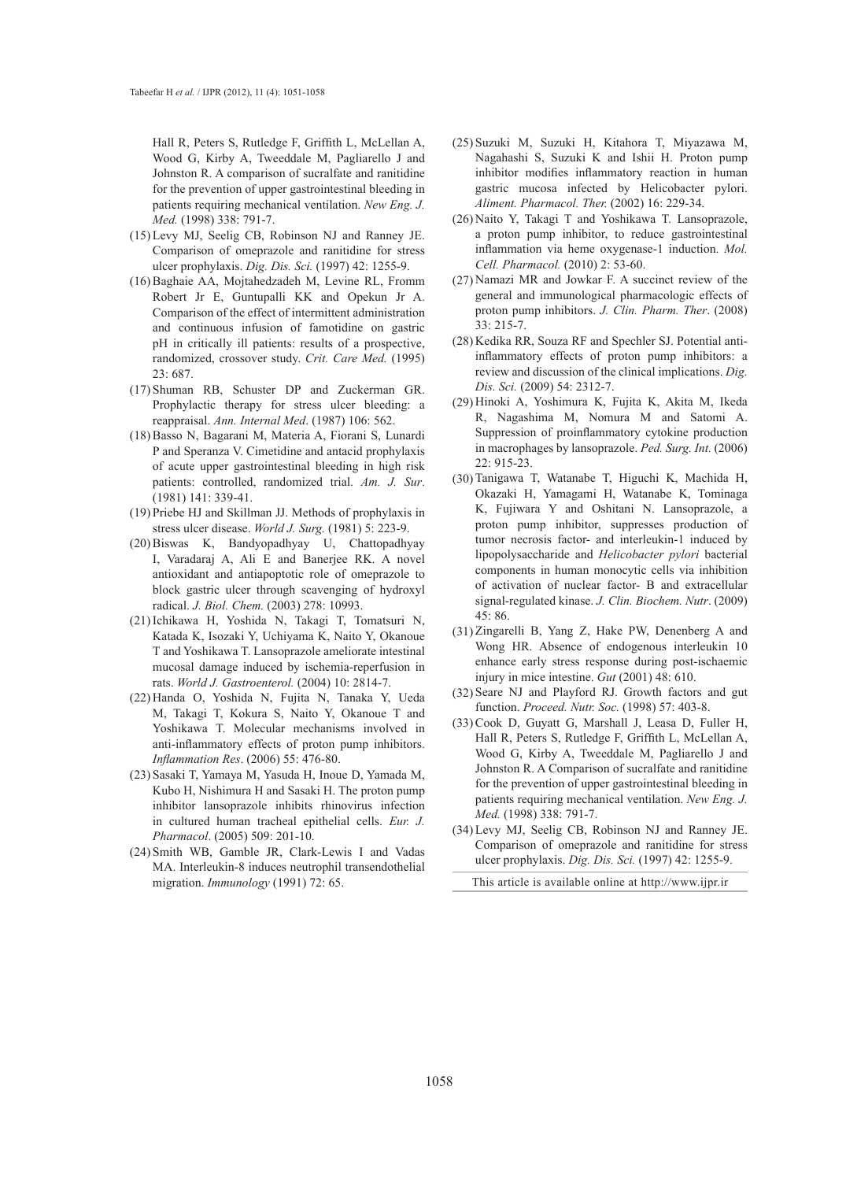Hall R, Peters S, Rutledge F, Griffith L, McLellan A, Wood G, Kirby A, Tweeddale M, Pagliarello J and Johnston R. A comparison of sucralfate and ranitidine for the prevention of upper gastrointestinal bleeding in patients requiring mechanical ventilation. *New Eng. J. Med.* (1998) 338: 791-7.

(15) Levy MJ, Seelig CB, Robinson NJ and Ranney JE. Comparison of omeprazole and ranitidine for stress ulcer prophylaxis. *Dig. Dis. Sci.* (1997) 42: 1255-9.

(16) Baghaie AA, Mojtahedzadeh M, Levine RL, Fromm Robert Jr E, Guntupalli KK and Opekun Jr A. Comparison of the effect of intermittent administration and continuous infusion of famotidine on gastric pH in critically ill patients: results of a prospective, randomized, crossover study. *Crit. Care Med.* (1995) 23: 687.

(17) Shuman RB, Schuster DP and Zuckerman GR. Prophylactic therapy for stress ulcer bleeding: a reappraisal. *Ann. Internal Med*. (1987) 106: 562.

(18) Basso N, Bagarani M, Materia A, Fiorani S, Lunardi P and Speranza V. Cimetidine and antacid prophylaxis of acute upper gastrointestinal bleeding in high risk patients: controlled, randomized trial. *Am. J. Sur*. (1981) 141: 339-41.

(19) Priebe HJ and Skillman JJ. Methods of prophylaxis in stress ulcer disease. *World J. Surg.* (1981) 5: 223-9.

(20) Biswas K, Bandyopadhyay U, Chattopadhyay I, Varadaraj A, Ali E and Banerjee RK. A novel antioxidant and antiapoptotic role of omeprazole to block gastric ulcer through scavenging of hydroxyl radical. *J. Biol. Chem.* (2003) 278: 10993.

(21) Ichikawa H, Yoshida N, Takagi T, Tomatsuri N, Katada K, Isozaki Y, Uchiyama K, Naito Y, Okanoue T and Yoshikawa T. Lansoprazole ameliorate intestinal mucosal damage induced by ischemia-reperfusion in rats. *World J. Gastroenterol.* (2004) 10: 2814-7.

(22) Handa O, Yoshida N, Fujita N, Tanaka Y, Ueda M, Takagi T, Kokura S, Naito Y, Okanoue T and Yoshikawa T. Molecular mechanisms involved in anti-inflammatory effects of proton pump inhibitors. *Inflammation Res*. (2006) 55: 476-80.

(23) Sasaki T, Yamaya M, Yasuda H, Inoue D, Yamada M, Kubo H, Nishimura H and Sasaki H. The proton pump inhibitor lansoprazole inhibits rhinovirus infection in cultured human tracheal epithelial cells. *Eur. J. Pharmacol*. (2005) 509: 201-10.

(24) Smith WB, Gamble JR, Clark-Lewis I and Vadas MA. Interleukin-8 induces neutrophil transendothelial migration. *Immunology* (1991) 72: 65.

(25) Suzuki M, Suzuki H, Kitahora T, Miyazawa M, Nagahashi S, Suzuki K and Ishii H. Proton pump inhibitor modifies inflammatory reaction in human gastric mucosa infected by Helicobacter pylori. *Aliment. Pharmacol. Ther.* (2002) 16: 229-34.

(26) Naito Y, Takagi T and Yoshikawa T. Lansoprazole, a proton pump inhibitor, to reduce gastrointestinal inflammation via heme oxygenase-1 induction. *Mol. Cell. Pharmacol.* (2010) 2: 53-60.

(27) Namazi MR and Jowkar F. A succinct review of the general and immunological pharmacologic effects of proton pump inhibitors. *J. Clin. Pharm. Ther*. (2008) 33: 215-7.

(28) Kedika RR, Souza RF and Spechler SJ. Potential anti-inflammatory effects of proton pump inhibitors: a review and discussion of the clinical implications. *Dig. Dis. Sci.* (2009) 54: 2312-7.

(29) Hinoki A, Yoshimura K, Fujita K, Akita M, Ikeda R, Nagashima M, Nomura M and Satomi A. Suppression of proinflammatory cytokine production in macrophages by lansoprazole. *Ped. Surg. Int.* (2006) 22: 915-23.

(30) Tanigawa T, Watanabe T, Higuchi K, Machida H, Okazaki H, Yamagami H, Watanabe K, Tominaga K, Fujiwara Y and Oshitani N. Lansoprazole, a proton pump inhibitor, suppresses production of tumor necrosis factor- and interleukin-1 induced by lipopolysaccharide and *Helicobacter pylori* bacterial components in human monocytic cells via inhibition of activation of nuclear factor- B and extracellular signal-regulated kinase. *J. Clin. Biochem. Nutr*. (2009) 45: 86.

(31) Zingarelli B, Yang Z, Hake PW, Denenberg A and Wong HR. Absence of endogenous interleukin 10 enhance early stress response during post-ischaemic injury in mice intestine. *Gut* (2001) 48: 610.

(32) Seare NJ and Playford RJ. Growth factors and gut function. *Proceed. Nutr. Soc.* (1998) 57: 403-8.

(33) Cook D, Guyatt G, Marshall J, Leasa D, Fuller H, Hall R, Peters S, Rutledge F, Griffith L, McLellan A, Wood G, Kirby A, Tweeddale M, Pagliarello J and Johnston R. A Comparison of sucralfate and ranitidine for the prevention of upper gastrointestinal bleeding in patients requiring mechanical ventilation. *New Eng. J. Med.* (1998) 338: 791-7.

(34) Levy MJ, Seelig CB, Robinson NJ and Ranney JE. Comparison of omeprazole and ranitidine for stress ulcer prophylaxis. *Dig. Dis. Sci.* (1997) 42: 1255-9.

This article is available online at http://www.ijpr.ir